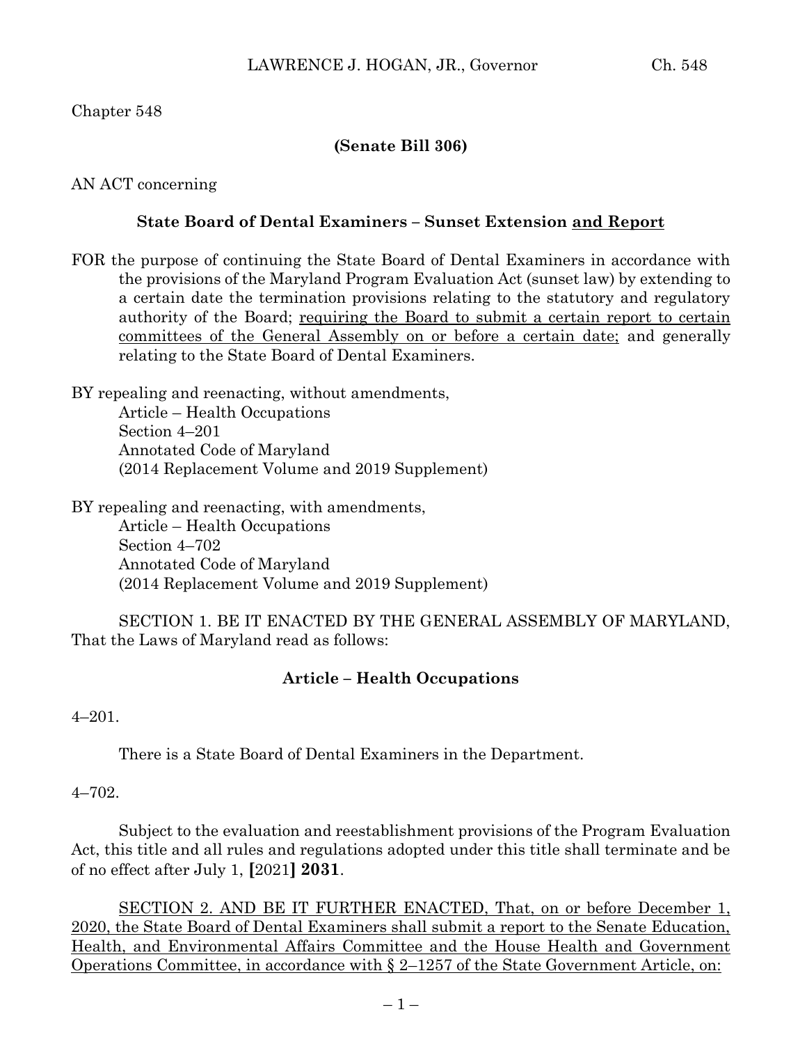Chapter 548

**(Senate Bill 306)**

AN ACT concerning

**State Board of Dental Examiners – Sunset Extension <u>and Report</u>**

FOR the purpose of continuing the State Board of Dental Examiners in accordance with the provisions of the Maryland Program Evaluation Act (sunset law) by extending to a certain date the termination provisions relating to the statutory and regulatory authority of the Board; <u>requiring the Board to submit a certain report to certain committees of the General Assembly on or before a certain date;</u> and generally relating to the State Board of Dental Examiners.

BY repealing and reenacting, without amendments,
Article – Health Occupations
Section 4–201
Annotated Code of Maryland
(2014 Replacement Volume and 2019 Supplement)

BY repealing and reenacting, with amendments,
Article – Health Occupations
Section 4–702
Annotated Code of Maryland
(2014 Replacement Volume and 2019 Supplement)

SECTION 1. BE IT ENACTED BY THE GENERAL ASSEMBLY OF MARYLAND, That the Laws of Maryland read as follows:

**Article – Health Occupations**

4–201.

There is a State Board of Dental Examiners in the Department.

4–702.

Subject to the evaluation and reestablishment provisions of the Program Evaluation Act, this title and all rules and regulations adopted under this title shall terminate and be of no effect after July 1, **[**2021**] 2031**.

<u>SECTION 2. AND BE IT FURTHER ENACTED, That, on or before December 1, 2020, the State Board of Dental Examiners shall submit a report to the Senate Education, Health, and Environmental Affairs Committee and the House Health and Government Operations Committee, in accordance with § 2–1257 of the State Government Article, on:</u>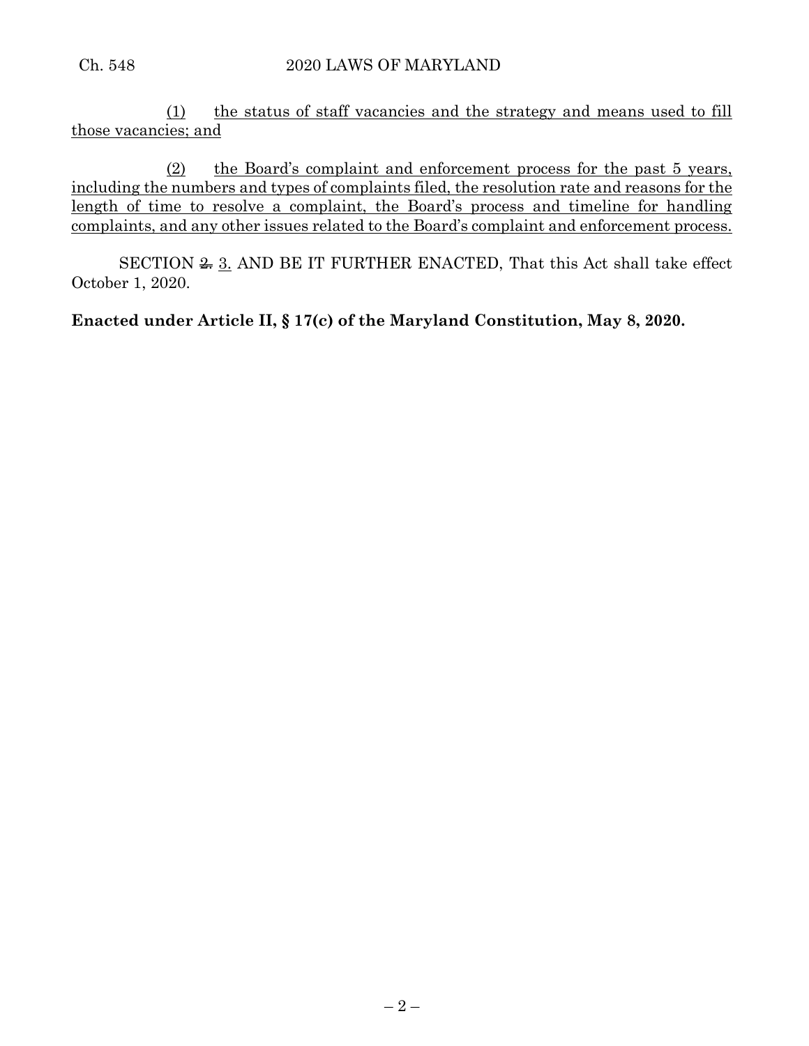(1) the status of staff vacancies and the strategy and means used to fill those vacancies; and

(2) the Board's complaint and enforcement process for the past 5 years, including the numbers and types of complaints filed, the resolution rate and reasons for the length of time to resolve a complaint, the Board's process and timeline for handling complaints, and any other issues related to the Board's complaint and enforcement process.

SECTION ~~2.~~ 3. AND BE IT FURTHER ENACTED, That this Act shall take effect October 1, 2020.

**Enacted under Article II, § 17(c) of the Maryland Constitution, May 8, 2020.**